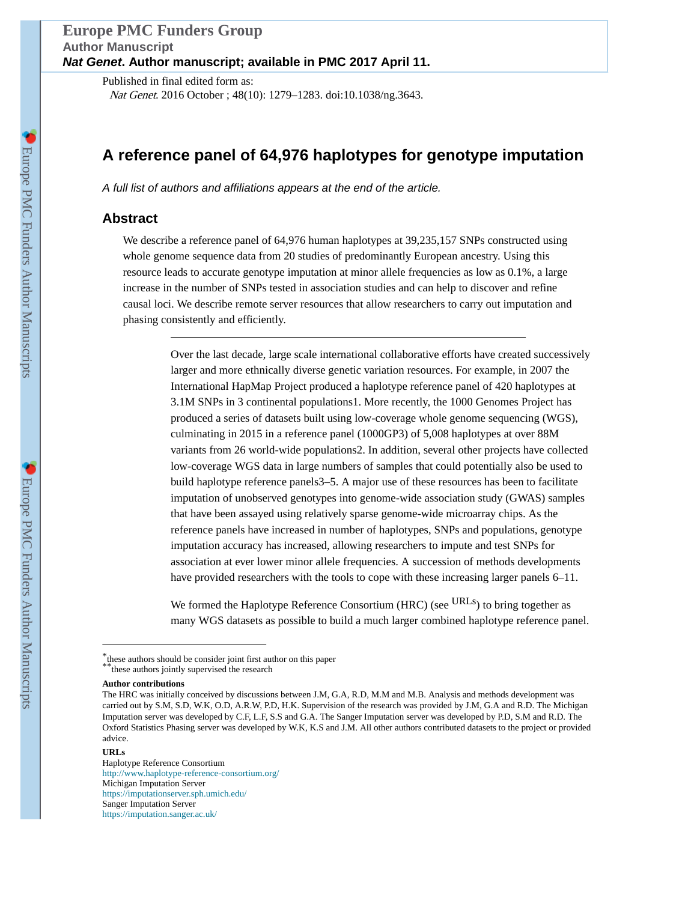# A reference panel of 64,976 haplotypes for genotype imputation

*A full list of authors and affiliations appears at the end of the article.*

## Abstract

We describe a reference panel of 64,976 human haplotypes at 39,235,157 SNPs constructed using whole genome sequence data from 20 studies of predominantly European ancestry. Using this resource leads to accurate genotype imputation at minor allele frequencies as low as 0.1%, a large increase in the number of SNPs tested in association studies and can help to discover and refine causal loci. We describe remote server resources that allow researchers to carry out imputation and phasing consistently and efficiently.

---

Over the last decade, large scale international collaborative efforts have created successively larger and more ethnically diverse genetic variation resources. For example, in 2007 the International HapMap Project produced a haplotype reference panel of 420 haplotypes at 3.1M SNPs in 3 continental populations[1]. More recently, the 1000 Genomes Project has produced a series of datasets built using low-coverage whole genome sequencing (WGS), culminating in 2015 in a reference panel (1000GP3) of 5,008 haplotypes at over 88M variants from 26 world-wide populations[2]. In addition, several other projects have collected low-coverage WGS data in large numbers of samples that could potentially also be used to build haplotype reference panels[3–5]. A major use of these resources has been to facilitate imputation of unobserved genotypes into genome-wide association study (GWAS) samples that have been assayed using relatively sparse genome-wide microarray chips. As the reference panels have increased in number of haplotypes, SNPs and populations, genotype imputation accuracy has increased, allowing researchers to impute and test SNPs for association at ever lower minor allele frequencies. A succession of methods developments have provided researchers with the tools to cope with these increasing larger panels [6–11].

We formed the Haplotype Reference Consortium (HRC) (see [URLs]) to bring together as many WGS datasets as possible to build a much larger combined haplotype reference panel.

---

[*]these authors should be consider joint first author on this paper
[**]these authors jointly supervised the research

**Author contributions**

The HRC was initially conceived by discussions between J.M, G.A, R.D, M.M and M.B. Analysis and methods development was carried out by S.M, S.D, W.K, O.D, A.R.W, P.D, H.K. Supervision of the research was provided by J.M, G.A and R.D. The Michigan Imputation server was developed by C.F, L.F, S.S and G.A. The Sanger Imputation server was developed by P.D, S.M and R.D. The Oxford Statistics Phasing server was developed by W.K, K.S and J.M. All other authors contributed datasets to the project or provided advice.

**URLs**

Haplotype Reference Consortium
http://www.haplotype-reference-consortium.org/
Michigan Imputation Server
https://imputationserver.sph.umich.edu/
Sanger Imputation Server
https://imputation.sanger.ac.uk/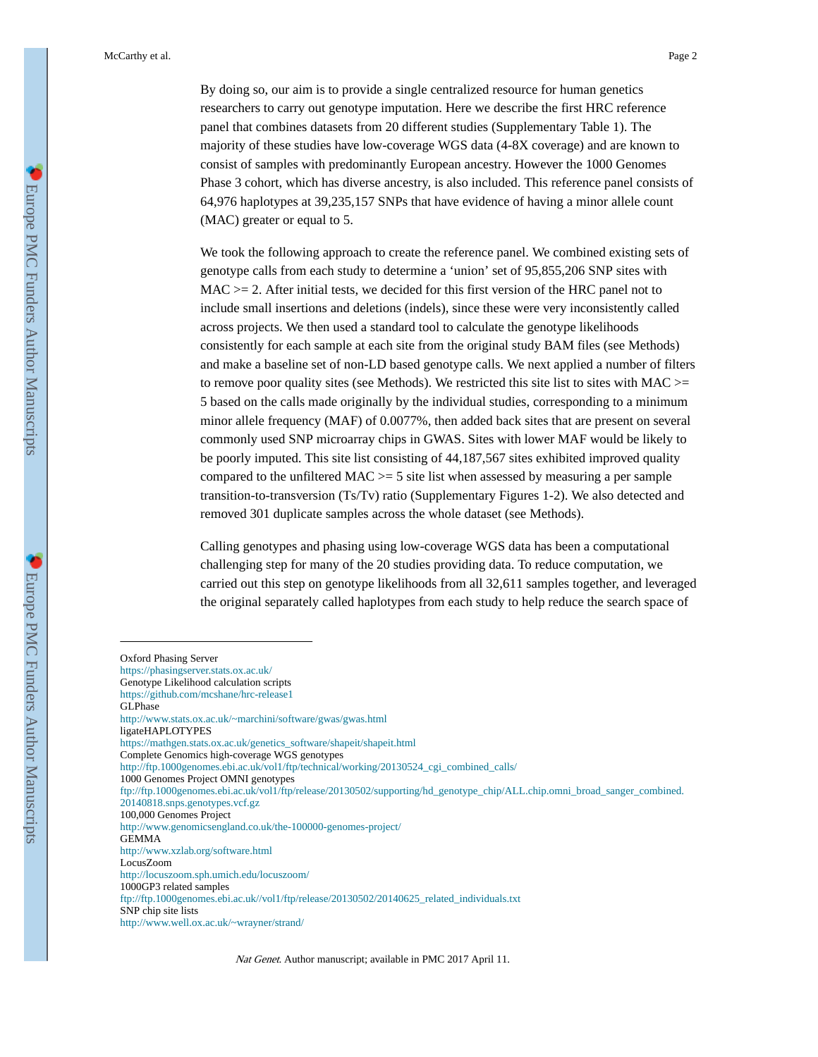By doing so, our aim is to provide a single centralized resource for human genetics researchers to carry out genotype imputation. Here we describe the first HRC reference panel that combines datasets from 20 different studies (Supplementary Table 1). The majority of these studies have low-coverage WGS data (4-8X coverage) and are known to consist of samples with predominantly European ancestry. However the 1000 Genomes Phase 3 cohort, which has diverse ancestry, is also included. This reference panel consists of 64,976 haplotypes at 39,235,157 SNPs that have evidence of having a minor allele count (MAC) greater or equal to 5.

We took the following approach to create the reference panel. We combined existing sets of genotype calls from each study to determine a 'union' set of 95,855,206 SNP sites with MAC >= 2. After initial tests, we decided for this first version of the HRC panel not to include small insertions and deletions (indels), since these were very inconsistently called across projects. We then used a standard tool to calculate the genotype likelihoods consistently for each sample at each site from the original study BAM files (see Methods) and make a baseline set of non-LD based genotype calls. We next applied a number of filters to remove poor quality sites (see Methods). We restricted this site list to sites with MAC >= 5 based on the calls made originally by the individual studies, corresponding to a minimum minor allele frequency (MAF) of 0.0077%, then added back sites that are present on several commonly used SNP microarray chips in GWAS. Sites with lower MAF would be likely to be poorly imputed. This site list consisting of 44,187,567 sites exhibited improved quality compared to the unfiltered MAC >= 5 site list when assessed by measuring a per sample transition-to-transversion (Ts/Tv) ratio (Supplementary Figures 1-2). We also detected and removed 301 duplicate samples across the whole dataset (see Methods).

Calling genotypes and phasing using low-coverage WGS data has been a computational challenging step for many of the 20 studies providing data. To reduce computation, we carried out this step on genotype likelihoods from all 32,611 samples together, and leveraged the original separately called haplotypes from each study to help reduce the search space of

---

Oxford Phasing Server
https://phasingserver.stats.ox.ac.uk/
Genotype Likelihood calculation scripts
https://github.com/mcshane/hrc-release1
GLPhase
http://www.stats.ox.ac.uk/~marchini/software/gwas/gwas.html
ligateHAPLOTYPES
https://mathgen.stats.ox.ac.uk/genetics_software/shapeit/shapeit.html
Complete Genomics high-coverage WGS genotypes
http://ftp.1000genomes.ebi.ac.uk/vol1/ftp/technical/working/20130524_cgi_combined_calls/
1000 Genomes Project OMNI genotypes
ftp://ftp.1000genomes.ebi.ac.uk/vol1/ftp/release/20130502/supporting/hd_genotype_chip/ALL.chip.omni_broad_sanger_combined.20140818.snps.genotypes.vcf.gz
100,000 Genomes Project
http://www.genomicsengland.co.uk/the-100000-genomes-project/
GEMMA
http://www.xzlab.org/software.html
LocusZoom
http://locuszoom.sph.umich.edu/locuszoom/
1000GP3 related samples
ftp://ftp.1000genomes.ebi.ac.uk//vol1/ftp/release/20130502/20140625_related_individuals.txt
SNP chip site lists
http://www.well.ox.ac.uk/~wrayner/strand/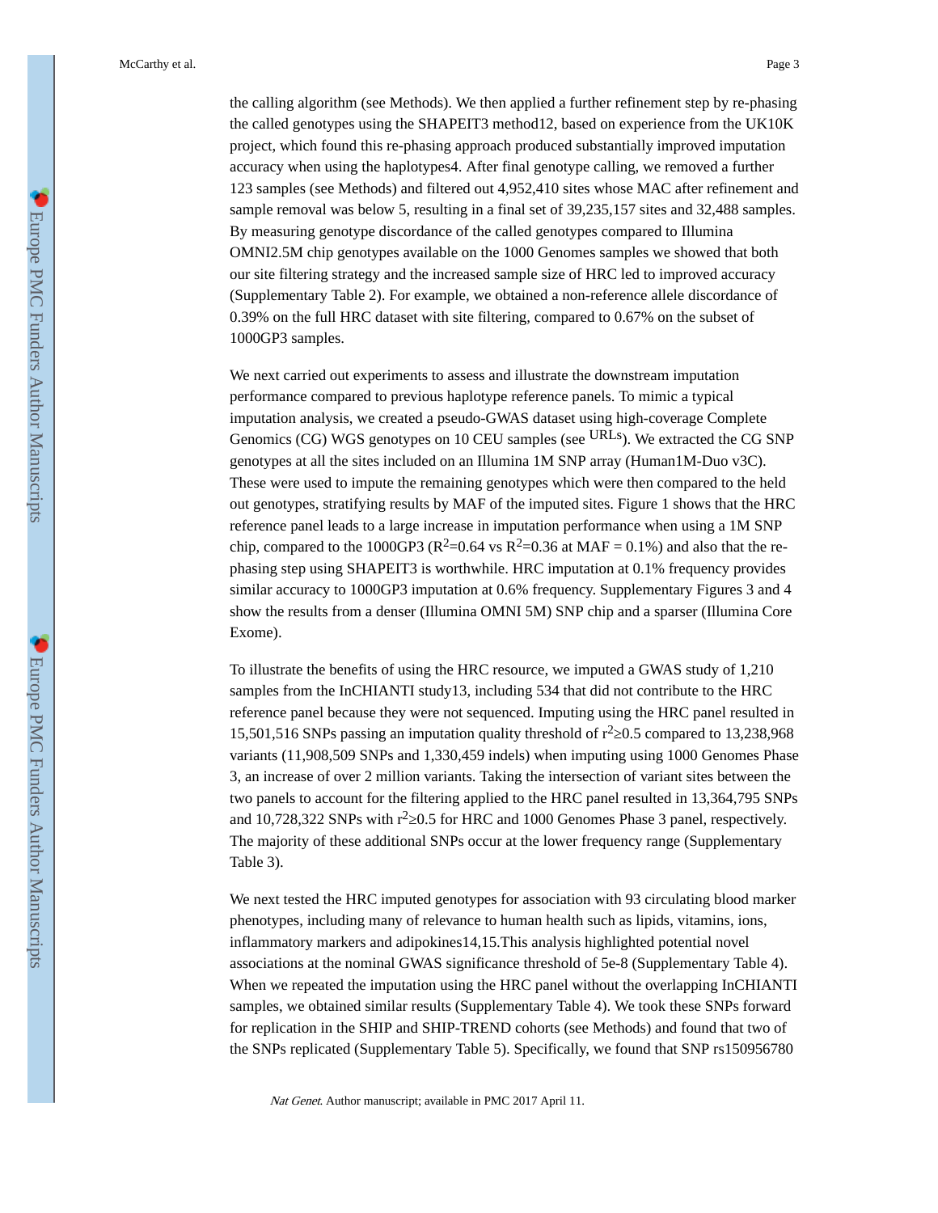the calling algorithm (see Methods). We then applied a further refinement step by re-phasing the called genotypes using the SHAPEIT3 method[12], based on experience from the UK10K project, which found this re-phasing approach produced substantially improved imputation accuracy when using the haplotypes[4]. After final genotype calling, we removed a further 123 samples (see Methods) and filtered out 4,952,410 sites whose MAC after refinement and sample removal was below 5, resulting in a final set of 39,235,157 sites and 32,488 samples. By measuring genotype discordance of the called genotypes compared to Illumina OMNI2.5M chip genotypes available on the 1000 Genomes samples we showed that both our site filtering strategy and the increased sample size of HRC led to improved accuracy (Supplementary Table 2). For example, we obtained a non-reference allele discordance of 0.39% on the full HRC dataset with site filtering, compared to 0.67% on the subset of 1000GP3 samples.

We next carried out experiments to assess and illustrate the downstream imputation performance compared to previous haplotype reference panels. To mimic a typical imputation analysis, we created a pseudo-GWAS dataset using high-coverage Complete Genomics (CG) WGS genotypes on 10 CEU samples (see [URLs]). We extracted the CG SNP genotypes at all the sites included on an Illumina 1M SNP array (Human1M-Duo v3C). These were used to impute the remaining genotypes which were then compared to the held out genotypes, stratifying results by MAF of the imputed sites. Figure 1 shows that the HRC reference panel leads to a large increase in imputation performance when using a 1M SNP chip, compared to the 1000GP3 ($R^2$=0.64 vs $R^2$=0.36 at MAF = 0.1%) and also that the re-phasing step using SHAPEIT3 is worthwhile. HRC imputation at 0.1% frequency provides similar accuracy to 1000GP3 imputation at 0.6% frequency. Supplementary Figures 3 and 4 show the results from a denser (Illumina OMNI 5M) SNP chip and a sparser (Illumina Core Exome).

To illustrate the benefits of using the HRC resource, we imputed a GWAS study of 1,210 samples from the InCHIANTI study[13], including 534 that did not contribute to the HRC reference panel because they were not sequenced. Imputing using the HRC panel resulted in 15,501,516 SNPs passing an imputation quality threshold of $r^2 \geq 0.5$ compared to 13,238,968 variants (11,908,509 SNPs and 1,330,459 indels) when imputing using 1000 Genomes Phase 3, an increase of over 2 million variants. Taking the intersection of variant sites between the two panels to account for the filtering applied to the HRC panel resulted in 13,364,795 SNPs and 10,728,322 SNPs with $r^2 \geq 0.5$ for HRC and 1000 Genomes Phase 3 panel, respectively. The majority of these additional SNPs occur at the lower frequency range (Supplementary Table 3).

We next tested the HRC imputed genotypes for association with 93 circulating blood marker phenotypes, including many of relevance to human health such as lipids, vitamins, ions, inflammatory markers and adipokines[14,15].This analysis highlighted potential novel associations at the nominal GWAS significance threshold of 5e-8 (Supplementary Table 4). When we repeated the imputation using the HRC panel without the overlapping InCHIANTI samples, we obtained similar results (Supplementary Table 4). We took these SNPs forward for replication in the SHIP and SHIP-TREND cohorts (see Methods) and found that two of the SNPs replicated (Supplementary Table 5). Specifically, we found that SNP rs150956780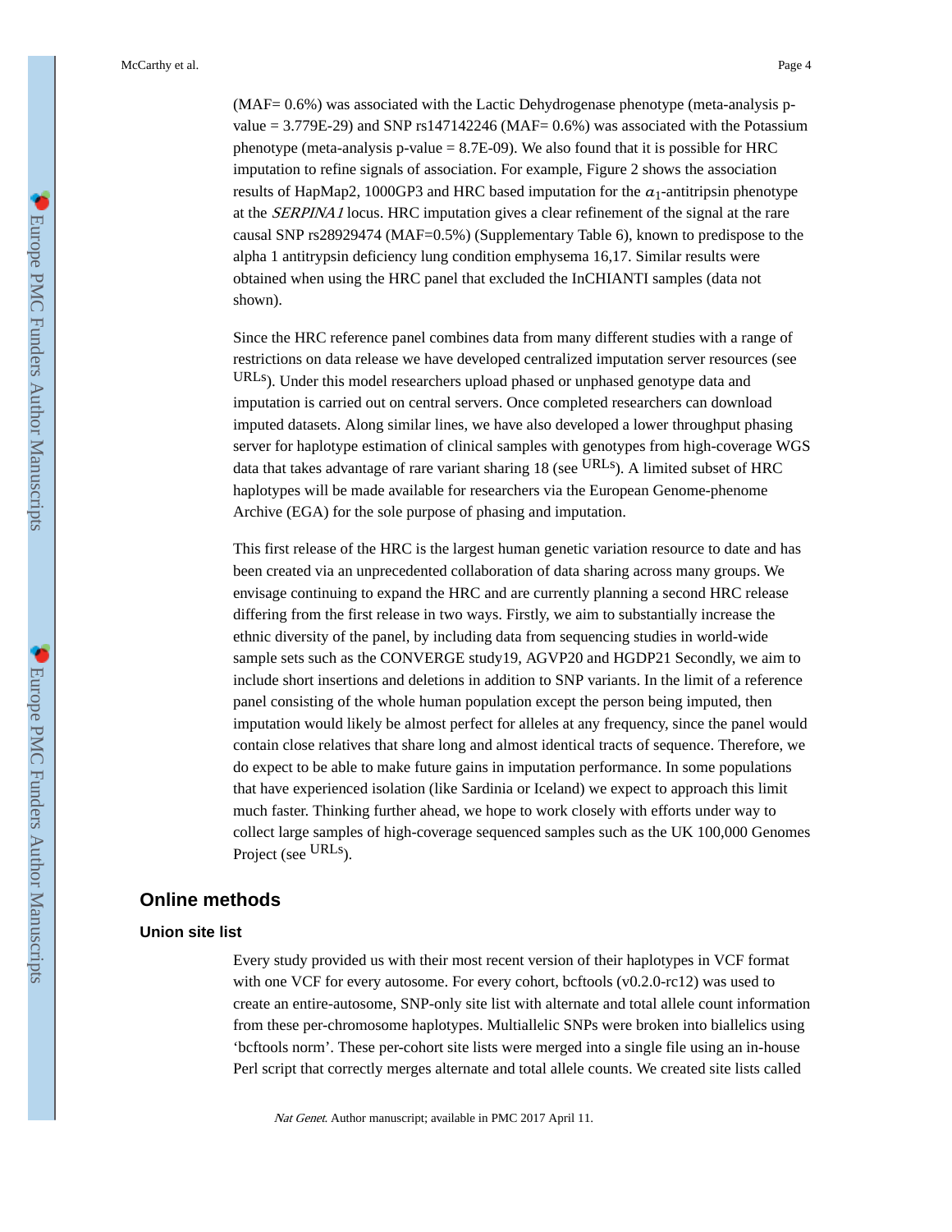(MAF= 0.6%) was associated with the Lactic Dehydrogenase phenotype (meta-analysis p-value = 3.779E-29) and SNP rs147142246 (MAF= 0.6%) was associated with the Potassium phenotype (meta-analysis p-value = 8.7E-09). We also found that it is possible for HRC imputation to refine signals of association. For example, Figure 2 shows the association results of HapMap2, 1000GP3 and HRC based imputation for the $\alpha_1$-antitripsin phenotype at the *SERPINA1* locus. HRC imputation gives a clear refinement of the signal at the rare causal SNP rs28929474 (MAF=0.5%) (Supplementary Table 6), known to predispose to the alpha 1 antitrypsin deficiency lung condition emphysema 16,17. Similar results were obtained when using the HRC panel that excluded the InCHIANTI samples (data not shown).

Since the HRC reference panel combines data from many different studies with a range of restrictions on data release we have developed centralized imputation server resources (see URLs). Under this model researchers upload phased or unphased genotype data and imputation is carried out on central servers. Once completed researchers can download imputed datasets. Along similar lines, we have also developed a lower throughput phasing server for haplotype estimation of clinical samples with genotypes from high-coverage WGS data that takes advantage of rare variant sharing 18 (see URLs). A limited subset of HRC haplotypes will be made available for researchers via the European Genome-phenome Archive (EGA) for the sole purpose of phasing and imputation.

This first release of the HRC is the largest human genetic variation resource to date and has been created via an unprecedented collaboration of data sharing across many groups. We envisage continuing to expand the HRC and are currently planning a second HRC release differing from the first release in two ways. Firstly, we aim to substantially increase the ethnic diversity of the panel, by including data from sequencing studies in world-wide sample sets such as the CONVERGE study19, AGVP20 and HGDP21 Secondly, we aim to include short insertions and deletions in addition to SNP variants. In the limit of a reference panel consisting of the whole human population except the person being imputed, then imputation would likely be almost perfect for alleles at any frequency, since the panel would contain close relatives that share long and almost identical tracts of sequence. Therefore, we do expect to be able to make future gains in imputation performance. In some populations that have experienced isolation (like Sardinia or Iceland) we expect to approach this limit much faster. Thinking further ahead, we hope to work closely with efforts under way to collect large samples of high-coverage sequenced samples such as the UK 100,000 Genomes Project (see URLs).

## Online methods

### Union site list

Every study provided us with their most recent version of their haplotypes in VCF format with one VCF for every autosome. For every cohort, bcftools (v0.2.0-rc12) was used to create an entire-autosome, SNP-only site list with alternate and total allele count information from these per-chromosome haplotypes. Multiallelic SNPs were broken into biallelics using 'bcftools norm'. These per-cohort site lists were merged into a single file using an in-house Perl script that correctly merges alternate and total allele counts. We created site lists called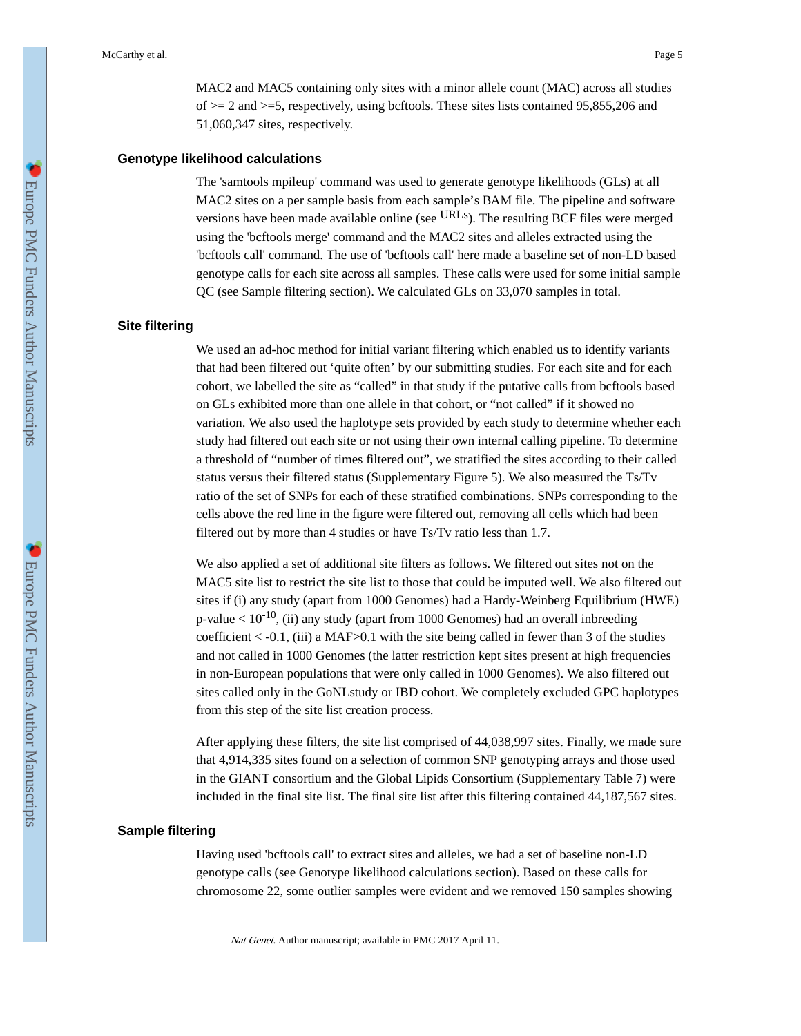MAC2 and MAC5 containing only sites with a minor allele count (MAC) across all studies of >= 2 and >=5, respectively, using bcftools. These sites lists contained 95,855,206 and 51,060,347 sites, respectively.

### Genotype likelihood calculations

The 'samtools mpileup' command was used to generate genotype likelihoods (GLs) at all MAC2 sites on a per sample basis from each sample's BAM file. The pipeline and software versions have been made available online (see URLs). The resulting BCF files were merged using the 'bcftools merge' command and the MAC2 sites and alleles extracted using the 'bcftools call' command. The use of 'bcftools call' here made a baseline set of non-LD based genotype calls for each site across all samples. These calls were used for some initial sample QC (see Sample filtering section). We calculated GLs on 33,070 samples in total.

### Site filtering

We used an ad-hoc method for initial variant filtering which enabled us to identify variants that had been filtered out 'quite often' by our submitting studies. For each site and for each cohort, we labelled the site as "called" in that study if the putative calls from bcftools based on GLs exhibited more than one allele in that cohort, or "not called" if it showed no variation. We also used the haplotype sets provided by each study to determine whether each study had filtered out each site or not using their own internal calling pipeline. To determine a threshold of "number of times filtered out", we stratified the sites according to their called status versus their filtered status (Supplementary Figure 5). We also measured the Ts/Tv ratio of the set of SNPs for each of these stratified combinations. SNPs corresponding to the cells above the red line in the figure were filtered out, removing all cells which had been filtered out by more than 4 studies or have Ts/Tv ratio less than 1.7.

We also applied a set of additional site filters as follows. We filtered out sites not on the MAC5 site list to restrict the site list to those that could be imputed well. We also filtered out sites if (i) any study (apart from 1000 Genomes) had a Hardy-Weinberg Equilibrium (HWE) p-value < $10^{-10}$, (ii) any study (apart from 1000 Genomes) had an overall inbreeding coefficient < -0.1, (iii) a MAF>0.1 with the site being called in fewer than 3 of the studies and not called in 1000 Genomes (the latter restriction kept sites present at high frequencies in non-European populations that were only called in 1000 Genomes). We also filtered out sites called only in the GoNLstudy or IBD cohort. We completely excluded GPC haplotypes from this step of the site list creation process.

After applying these filters, the site list comprised of 44,038,997 sites. Finally, we made sure that 4,914,335 sites found on a selection of common SNP genotyping arrays and those used in the GIANT consortium and the Global Lipids Consortium (Supplementary Table 7) were included in the final site list. The final site list after this filtering contained 44,187,567 sites.

### Sample filtering

Having used 'bcftools call' to extract sites and alleles, we had a set of baseline non-LD genotype calls (see Genotype likelihood calculations section). Based on these calls for chromosome 22, some outlier samples were evident and we removed 150 samples showing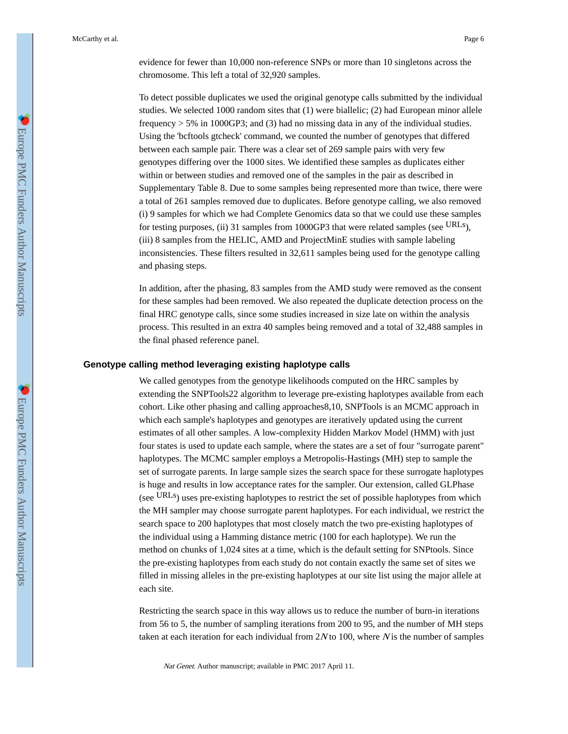evidence for fewer than 10,000 non-reference SNPs or more than 10 singletons across the chromosome. This left a total of 32,920 samples.

To detect possible duplicates we used the original genotype calls submitted by the individual studies. We selected 1000 random sites that (1) were biallelic; (2) had European minor allele frequency > 5% in 1000GP3; and (3) had no missing data in any of the individual studies. Using the 'bcftools gtcheck' command, we counted the number of genotypes that differed between each sample pair. There was a clear set of 269 sample pairs with very few genotypes differing over the 1000 sites. We identified these samples as duplicates either within or between studies and removed one of the samples in the pair as described in Supplementary Table 8. Due to some samples being represented more than twice, there were a total of 261 samples removed due to duplicates. Before genotype calling, we also removed (i) 9 samples for which we had Complete Genomics data so that we could use these samples for testing purposes, (ii) 31 samples from 1000GP3 that were related samples (see [URLs]), (iii) 8 samples from the HELIC, AMD and ProjectMinE studies with sample labeling inconsistencies. These filters resulted in 32,611 samples being used for the genotype calling and phasing steps.

In addition, after the phasing, 83 samples from the AMD study were removed as the consent for these samples had been removed. We also repeated the duplicate detection process on the final HRC genotype calls, since some studies increased in size late on within the analysis process. This resulted in an extra 40 samples being removed and a total of 32,488 samples in the final phased reference panel.

## Genotype calling method leveraging existing haplotype calls

We called genotypes from the genotype likelihoods computed on the HRC samples by extending the SNPTools22 algorithm to leverage pre-existing haplotypes available from each cohort. Like other phasing and calling approaches8,10, SNPTools is an MCMC approach in which each sample's haplotypes and genotypes are iteratively updated using the current estimates of all other samples. A low-complexity Hidden Markov Model (HMM) with just four states is used to update each sample, where the states are a set of four "surrogate parent" haplotypes. The MCMC sampler employs a Metropolis-Hastings (MH) step to sample the set of surrogate parents. In large sample sizes the search space for these surrogate haplotypes is huge and results in low acceptance rates for the sampler. Our extension, called GLPhase (see [URLs]) uses pre-existing haplotypes to restrict the set of possible haplotypes from which the MH sampler may choose surrogate parent haplotypes. For each individual, we restrict the search space to 200 haplotypes that most closely match the two pre-existing haplotypes of the individual using a Hamming distance metric (100 for each haplotype). We run the method on chunks of 1,024 sites at a time, which is the default setting for SNPtools. Since the pre-existing haplotypes from each study do not contain exactly the same set of sites we filled in missing alleles in the pre-existing haplotypes at our site list using the major allele at each site.

Restricting the search space in this way allows us to reduce the number of burn-in iterations from 56 to 5, the number of sampling iterations from 200 to 95, and the number of MH steps taken at each iteration for each individual from $2N$ to 100, where $N$ is the number of samples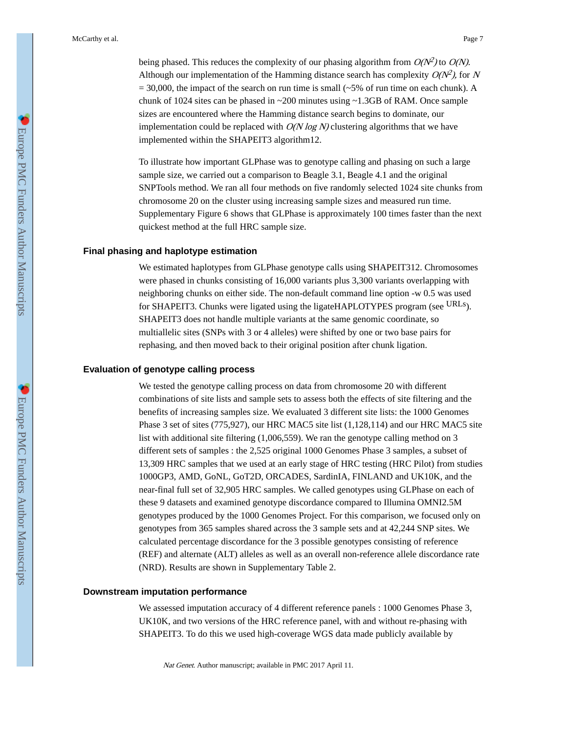being phased. This reduces the complexity of our phasing algorithm from $O(N^2)$ to $O(N)$. Although our implementation of the Hamming distance search has complexity $O(N^2)$, for $N$ = 30,000, the impact of the search on run time is small (~5% of run time on each chunk). A chunk of 1024 sites can be phased in ~200 minutes using ~1.3GB of RAM. Once sample sizes are encountered where the Hamming distance search begins to dominate, our implementation could be replaced with $O(N \log N)$ clustering algorithms that we have implemented within the SHAPEIT3 algorithm[12].

To illustrate how important GLPhase was to genotype calling and phasing on such a large sample size, we carried out a comparison to Beagle 3.1, Beagle 4.1 and the original SNPTools method. We ran all four methods on five randomly selected 1024 site chunks from chromosome 20 on the cluster using increasing sample sizes and measured run time. Supplementary Figure 6 shows that GLPhase is approximately 100 times faster than the next quickest method at the full HRC sample size.

### Final phasing and haplotype estimation

We estimated haplotypes from GLPhase genotype calls using SHAPEIT3[12]. Chromosomes were phased in chunks consisting of 16,000 variants plus 3,300 variants overlapping with neighboring chunks on either side. The non-default command line option -w 0.5 was used for SHAPEIT3. Chunks were ligated using the ligateHAPLOTYPES program (see [URLs]). SHAPEIT3 does not handle multiple variants at the same genomic coordinate, so multiallelic sites (SNPs with 3 or 4 alleles) were shifted by one or two base pairs for rephasing, and then moved back to their original position after chunk ligation.

### Evaluation of genotype calling process

We tested the genotype calling process on data from chromosome 20 with different combinations of site lists and sample sets to assess both the effects of site filtering and the benefits of increasing samples size. We evaluated 3 different site lists: the 1000 Genomes Phase 3 set of sites (775,927), our HRC MAC5 site list (1,128,114) and our HRC MAC5 site list with additional site filtering (1,006,559). We ran the genotype calling method on 3 different sets of samples : the 2,525 original 1000 Genomes Phase 3 samples, a subset of 13,309 HRC samples that we used at an early stage of HRC testing (HRC Pilot) from studies 1000GP3, AMD, GoNL, GoT2D, ORCADES, SardinIA, FINLAND and UK10K, and the near-final full set of 32,905 HRC samples. We called genotypes using GLPhase on each of these 9 datasets and examined genotype discordance compared to Illumina OMNI2.5M genotypes produced by the 1000 Genomes Project. For this comparison, we focused only on genotypes from 365 samples shared across the 3 sample sets and at 42,244 SNP sites. We calculated percentage discordance for the 3 possible genotypes consisting of reference (REF) and alternate (ALT) alleles as well as an overall non-reference allele discordance rate (NRD). Results are shown in Supplementary Table 2.

### Downstream imputation performance

We assessed imputation accuracy of 4 different reference panels : 1000 Genomes Phase 3, UK10K, and two versions of the HRC reference panel, with and without re-phasing with SHAPEIT3. To do this we used high-coverage WGS data made publicly available by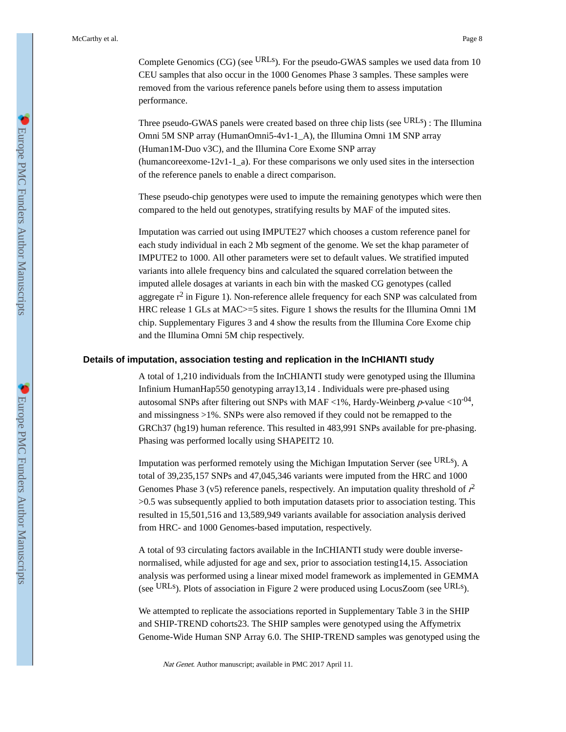Complete Genomics (CG) (see URLs). For the pseudo-GWAS samples we used data from 10 CEU samples that also occur in the 1000 Genomes Phase 3 samples. These samples were removed from the various reference panels before using them to assess imputation performance.

Three pseudo-GWAS panels were created based on three chip lists (see URLs) : The Illumina Omni 5M SNP array (HumanOmni5-4v1-1_A), the Illumina Omni 1M SNP array (Human1M-Duo v3C), and the Illumina Core Exome SNP array (humancoreexome-12v1-1_a). For these comparisons we only used sites in the intersection of the reference panels to enable a direct comparison.

These pseudo-chip genotypes were used to impute the remaining genotypes which were then compared to the held out genotypes, stratifying results by MAF of the imputed sites.

Imputation was carried out using IMPUTE2[7] which chooses a custom reference panel for each study individual in each 2 Mb segment of the genome. We set the khap parameter of IMPUTE2 to 1000. All other parameters were set to default values. We stratified imputed variants into allele frequency bins and calculated the squared correlation between the imputed allele dosages at variants in each bin with the masked CG genotypes (called aggregate $r^2$ in Figure 1). Non-reference allele frequency for each SNP was calculated from HRC release 1 GLs at MAC>=5 sites. Figure 1 shows the results for the Illumina Omni 1M chip. Supplementary Figures 3 and 4 show the results from the Illumina Core Exome chip and the Illumina Omni 5M chip respectively.

### Details of imputation, association testing and replication in the InCHIANTI study

A total of 1,210 individuals from the InCHIANTI study were genotyped using the Illumina Infinium HumanHap550 genotyping array[13,14] . Individuals were pre-phased using autosomal SNPs after filtering out SNPs with MAF <1%, Hardy-Weinberg $p$-value $<10^{-04}$, and missingness >1%. SNPs were also removed if they could not be remapped to the GRCh37 (hg19) human reference. This resulted in 483,991 SNPs available for pre-phasing. Phasing was performed locally using SHAPEIT2 [10].

Imputation was performed remotely using the Michigan Imputation Server (see URLs). A total of 39,235,157 SNPs and 47,045,346 variants were imputed from the HRC and 1000 Genomes Phase 3 (v5) reference panels, respectively. An imputation quality threshold of $r^2$ >0.5 was subsequently applied to both imputation datasets prior to association testing. This resulted in 15,501,516 and 13,589,949 variants available for association analysis derived from HRC- and 1000 Genomes-based imputation, respectively.

A total of 93 circulating factors available in the InCHIANTI study were double inverse-normalised, while adjusted for age and sex, prior to association testing[14,15]. Association analysis was performed using a linear mixed model framework as implemented in GEMMA (see URLs). Plots of association in Figure 2 were produced using LocusZoom (see URLs).

We attempted to replicate the associations reported in Supplementary Table 3 in the SHIP and SHIP-TREND cohorts[23]. The SHIP samples were genotyped using the Affymetrix Genome-Wide Human SNP Array 6.0. The SHIP-TREND samples was genotyped using the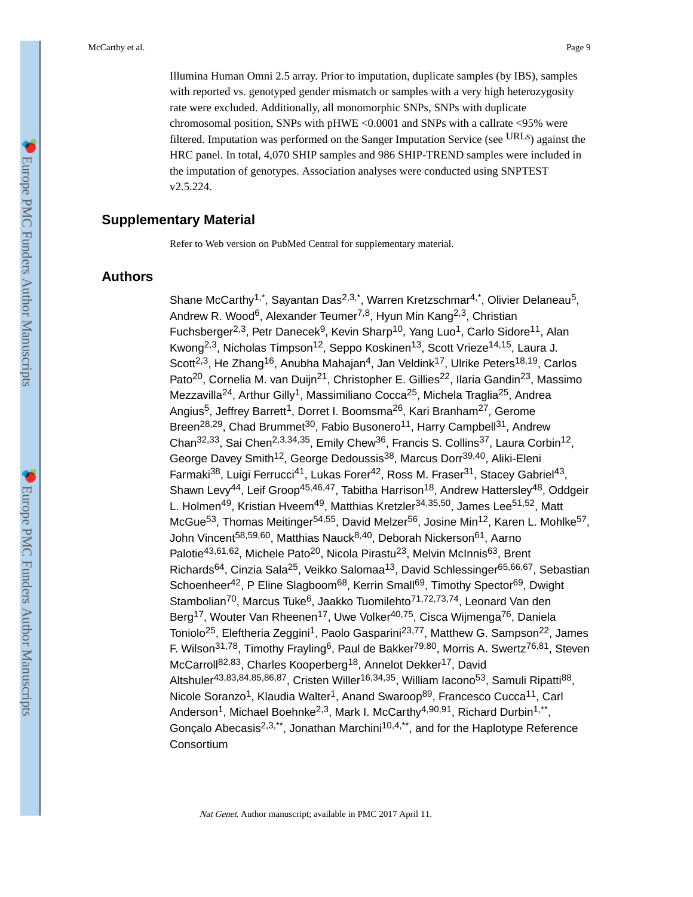Illumina Human Omni 2.5 array. Prior to imputation, duplicate samples (by IBS), samples with reported vs. genotyped gender mismatch or samples with a very high heterozygosity rate were excluded. Additionally, all monomorphic SNPs, SNPs with duplicate chromosomal position, SNPs with pHWE <0.0001 and SNPs with a callrate <95% were filtered. Imputation was performed on the Sanger Imputation Service (see URLs) against the HRC panel. In total, 4,070 SHIP samples and 986 SHIP-TREND samples were included in the imputation of genotypes. Association analyses were conducted using SNPTEST v2.5.224.

## Supplementary Material

Refer to Web version on PubMed Central for supplementary material.

## Authors

Shane McCarthy[1,*], Sayantan Das[2,3,*], Warren Kretzschmar[4,*], Olivier Delaneau[5], Andrew R. Wood[6], Alexander Teumer[7,8], Hyun Min Kang[2,3], Christian Fuchsberger[2,3], Petr Danecek[9], Kevin Sharp[10], Yang Luo[1], Carlo Sidore[11], Alan Kwong[2,3], Nicholas Timpson[12], Seppo Koskinen[13], Scott Vrieze[14,15], Laura J. Scott[2,3], He Zhang[16], Anubha Mahajan[4], Jan Veldink[17], Ulrike Peters[18,19], Carlos Pato[20], Cornelia M. van Duijn[21], Christopher E. Gillies[22], Ilaria Gandin[23], Massimo Mezzavilla[24], Arthur Gilly[1], Massimiliano Cocca[25], Michela Traglia[25], Andrea Angius[5], Jeffrey Barrett[1], Dorret I. Boomsma[26], Kari Branham[27], Gerome Breen[28,29], Chad Brummet[30], Fabio Busonero[11], Harry Campbell[31], Andrew Chan[32,33], Sai Chen[2,3,34,35], Emily Chew[36], Francis S. Collins[37], Laura Corbin[12], George Davey Smith[12], George Dedoussis[38], Marcus Dorr[39,40], Aliki-Eleni Farmaki[38], Luigi Ferrucci[41], Lukas Forer[42], Ross M. Fraser[31], Stacey Gabriel[43], Shawn Levy[44], Leif Groop[45,46,47], Tabitha Harrison[18], Andrew Hattersley[48], Oddgeir L. Holmen[49], Kristian Hveem[49], Matthias Kretzler[34,35,50], James Lee[51,52], Matt McGue[53], Thomas Meitinger[54,55], David Melzer[56], Josine Min[12], Karen L. Mohlke[57], John Vincent[58,59,60], Matthias Nauck[8,40], Deborah Nickerson[61], Aarno Palotie[43,61,62], Michele Pato[20], Nicola Pirastu[23], Melvin McInnis[63], Brent Richards[64], Cinzia Sala[25], Veikko Salomaa[13], David Schlessinger[65,66,67], Sebastian Schoenheer[42], P Eline Slagboom[68], Kerrin Small[69], Timothy Spector[69], Dwight Stambolian[70], Marcus Tuke[6], Jaakko Tuomilehto[71,72,73,74], Leonard Van den Berg[17], Wouter Van Rheenen[17], Uwe Volker[40,75], Cisca Wijmenga[76], Daniela Toniolo[25], Eleftheria Zeggini[1], Paolo Gasparini[23,77], Matthew G. Sampson[22], James F. Wilson[31,78], Timothy Frayling[6], Paul de Bakker[79,80], Morris A. Swertz[76,81], Steven McCarroll[82,83], Charles Kooperberg[18], Annelot Dekker[17], David Altshuler[43,83,84,85,86,87], Cristen Willer[16,34,35], William Iacono[53], Samuli Ripatti[88], Nicole Soranzo[1], Klaudia Walter[1], Anand Swaroop[89], Francesco Cucca[11], Carl Anderson[1], Michael Boehnke[2,3], Mark I. McCarthy[4,90,91], Richard Durbin[1,**], Gonçalo Abecasis[2,3,**], Jonathan Marchini[10,4,**], and for the Haplotype Reference Consortium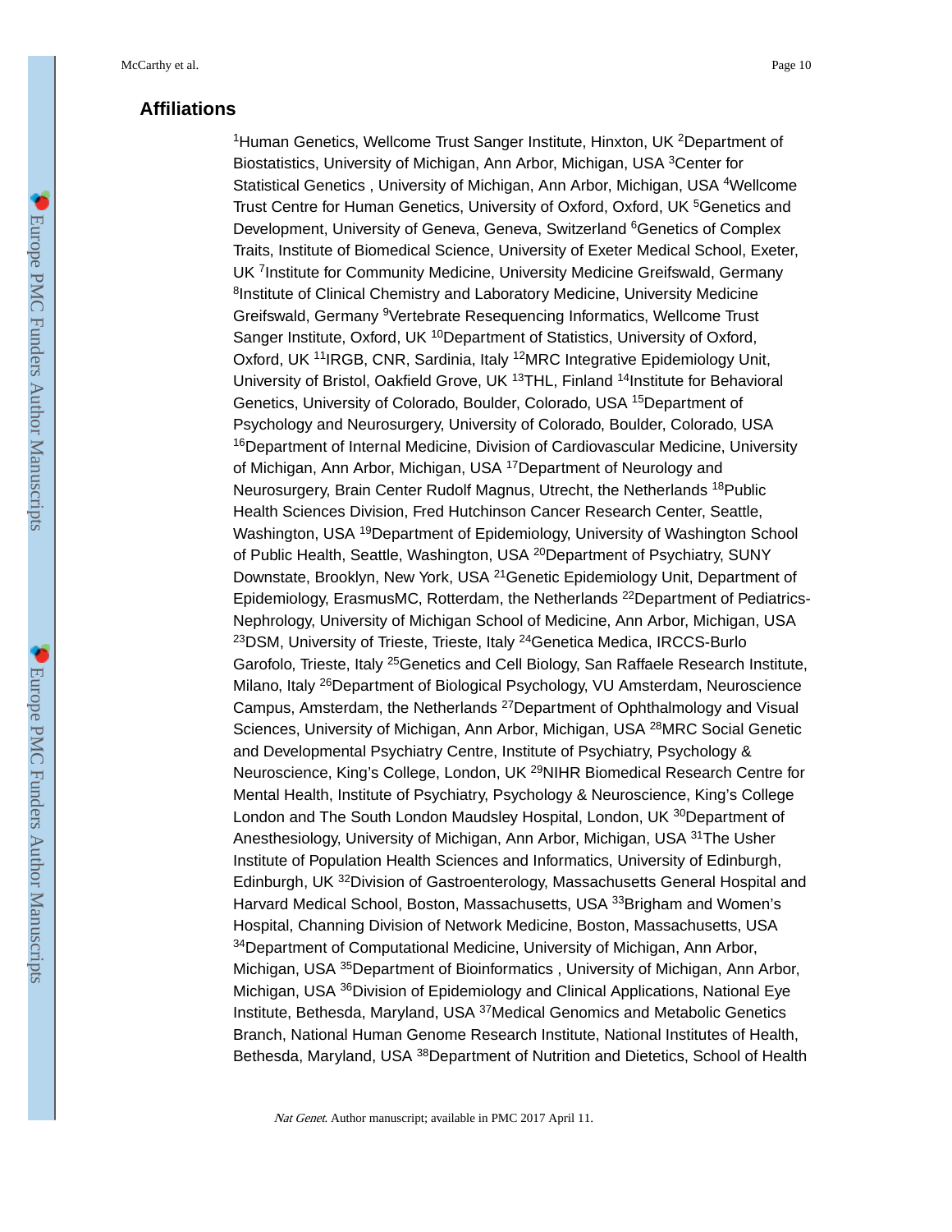## Affiliations

[1]Human Genetics, Wellcome Trust Sanger Institute, Hinxton, UK [2]Department of Biostatistics, University of Michigan, Ann Arbor, Michigan, USA [3]Center for Statistical Genetics , University of Michigan, Ann Arbor, Michigan, USA [4]Wellcome Trust Centre for Human Genetics, University of Oxford, Oxford, UK [5]Genetics and Development, University of Geneva, Geneva, Switzerland [6]Genetics of Complex Traits, Institute of Biomedical Science, University of Exeter Medical School, Exeter, UK [7]Institute for Community Medicine, University Medicine Greifswald, Germany [8]Institute of Clinical Chemistry and Laboratory Medicine, University Medicine Greifswald, Germany [9]Vertebrate Resequencing Informatics, Wellcome Trust Sanger Institute, Oxford, UK [10]Department of Statistics, University of Oxford, Oxford, UK [11]IRGB, CNR, Sardinia, Italy [12]MRC Integrative Epidemiology Unit, University of Bristol, Oakfield Grove, UK [13]THL, Finland [14]Institute for Behavioral Genetics, University of Colorado, Boulder, Colorado, USA [15]Department of Psychology and Neurosurgery, University of Colorado, Boulder, Colorado, USA [16]Department of Internal Medicine, Division of Cardiovascular Medicine, University of Michigan, Ann Arbor, Michigan, USA [17]Department of Neurology and Neurosurgery, Brain Center Rudolf Magnus, Utrecht, the Netherlands [18]Public Health Sciences Division, Fred Hutchinson Cancer Research Center, Seattle, Washington, USA [19]Department of Epidemiology, University of Washington School of Public Health, Seattle, Washington, USA [20]Department of Psychiatry, SUNY Downstate, Brooklyn, New York, USA [21]Genetic Epidemiology Unit, Department of Epidemiology, ErasmusMC, Rotterdam, the Netherlands [22]Department of Pediatrics-Nephrology, University of Michigan School of Medicine, Ann Arbor, Michigan, USA [23]DSM, University of Trieste, Trieste, Italy [24]Genetica Medica, IRCCS-Burlo Garofolo, Trieste, Italy [25]Genetics and Cell Biology, San Raffaele Research Institute, Milano, Italy [26]Department of Biological Psychology, VU Amsterdam, Neuroscience Campus, Amsterdam, the Netherlands [27]Department of Ophthalmology and Visual Sciences, University of Michigan, Ann Arbor, Michigan, USA [28]MRC Social Genetic and Developmental Psychiatry Centre, Institute of Psychiatry, Psychology & Neuroscience, King's College, London, UK [29]NIHR Biomedical Research Centre for Mental Health, Institute of Psychiatry, Psychology & Neuroscience, King's College London and The South London Maudsley Hospital, London, UK [30]Department of Anesthesiology, University of Michigan, Ann Arbor, Michigan, USA [31]The Usher Institute of Population Health Sciences and Informatics, University of Edinburgh, Edinburgh, UK [32]Division of Gastroenterology, Massachusetts General Hospital and Harvard Medical School, Boston, Massachusetts, USA [33]Brigham and Women's Hospital, Channing Division of Network Medicine, Boston, Massachusetts, USA [34]Department of Computational Medicine, University of Michigan, Ann Arbor, Michigan, USA [35]Department of Bioinformatics , University of Michigan, Ann Arbor, Michigan, USA [36]Division of Epidemiology and Clinical Applications, National Eye Institute, Bethesda, Maryland, USA [37]Medical Genomics and Metabolic Genetics Branch, National Human Genome Research Institute, National Institutes of Health, Bethesda, Maryland, USA [38]Department of Nutrition and Dietetics, School of Health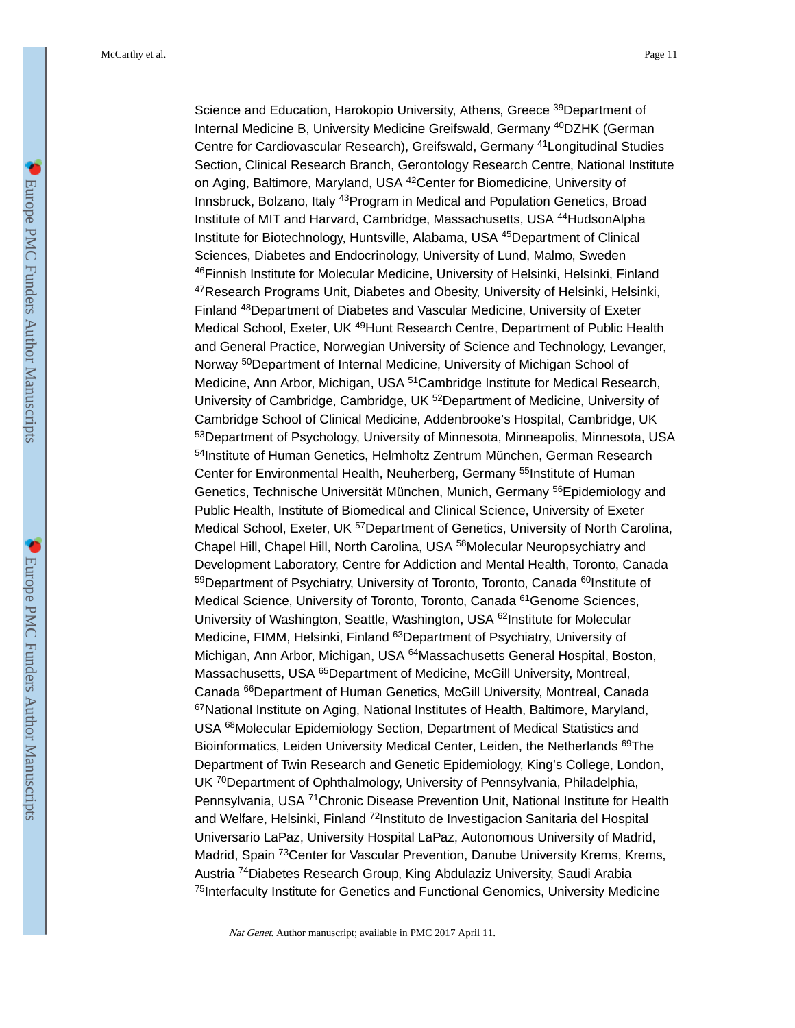Science and Education, Harokopio University, Athens, Greece [39]Department of Internal Medicine B, University Medicine Greifswald, Germany [40]DZHK (German Centre for Cardiovascular Research), Greifswald, Germany [41]Longitudinal Studies Section, Clinical Research Branch, Gerontology Research Centre, National Institute on Aging, Baltimore, Maryland, USA [42]Center for Biomedicine, University of Innsbruck, Bolzano, Italy [43]Program in Medical and Population Genetics, Broad Institute of MIT and Harvard, Cambridge, Massachusetts, USA [44]HudsonAlpha Institute for Biotechnology, Huntsville, Alabama, USA [45]Department of Clinical Sciences, Diabetes and Endocrinology, University of Lund, Malmo, Sweden [46]Finnish Institute for Molecular Medicine, University of Helsinki, Helsinki, Finland [47]Research Programs Unit, Diabetes and Obesity, University of Helsinki, Helsinki, Finland [48]Department of Diabetes and Vascular Medicine, University of Exeter Medical School, Exeter, UK [49]Hunt Research Centre, Department of Public Health and General Practice, Norwegian University of Science and Technology, Levanger, Norway [50]Department of Internal Medicine, University of Michigan School of Medicine, Ann Arbor, Michigan, USA [51]Cambridge Institute for Medical Research, University of Cambridge, Cambridge, UK [52]Department of Medicine, University of Cambridge School of Clinical Medicine, Addenbrooke's Hospital, Cambridge, UK [53]Department of Psychology, University of Minnesota, Minneapolis, Minnesota, USA [54]Institute of Human Genetics, Helmholtz Zentrum München, German Research Center for Environmental Health, Neuherberg, Germany [55]Institute of Human Genetics, Technische Universität München, Munich, Germany [56]Epidemiology and Public Health, Institute of Biomedical and Clinical Science, University of Exeter Medical School, Exeter, UK [57]Department of Genetics, University of North Carolina, Chapel Hill, Chapel Hill, North Carolina, USA [58]Molecular Neuropsychiatry and Development Laboratory, Centre for Addiction and Mental Health, Toronto, Canada [59]Department of Psychiatry, University of Toronto, Toronto, Canada [60]Institute of Medical Science, University of Toronto, Toronto, Canada [61]Genome Sciences, University of Washington, Seattle, Washington, USA [62]Institute for Molecular Medicine, FIMM, Helsinki, Finland [63]Department of Psychiatry, University of Michigan, Ann Arbor, Michigan, USA [64]Massachusetts General Hospital, Boston, Massachusetts, USA [65]Department of Medicine, McGill University, Montreal, Canada [66]Department of Human Genetics, McGill University, Montreal, Canada [67]National Institute on Aging, National Institutes of Health, Baltimore, Maryland, USA [68]Molecular Epidemiology Section, Department of Medical Statistics and Bioinformatics, Leiden University Medical Center, Leiden, the Netherlands [69]The Department of Twin Research and Genetic Epidemiology, King's College, London, UK [70]Department of Ophthalmology, University of Pennsylvania, Philadelphia, Pennsylvania, USA [71]Chronic Disease Prevention Unit, National Institute for Health and Welfare, Helsinki, Finland [72]Instituto de Investigacion Sanitaria del Hospital Universario LaPaz, University Hospital LaPaz, Autonomous University of Madrid, Madrid, Spain [73]Center for Vascular Prevention, Danube University Krems, Krems, Austria [74]Diabetes Research Group, King Abdulaziz University, Saudi Arabia [75]Interfaculty Institute for Genetics and Functional Genomics, University Medicine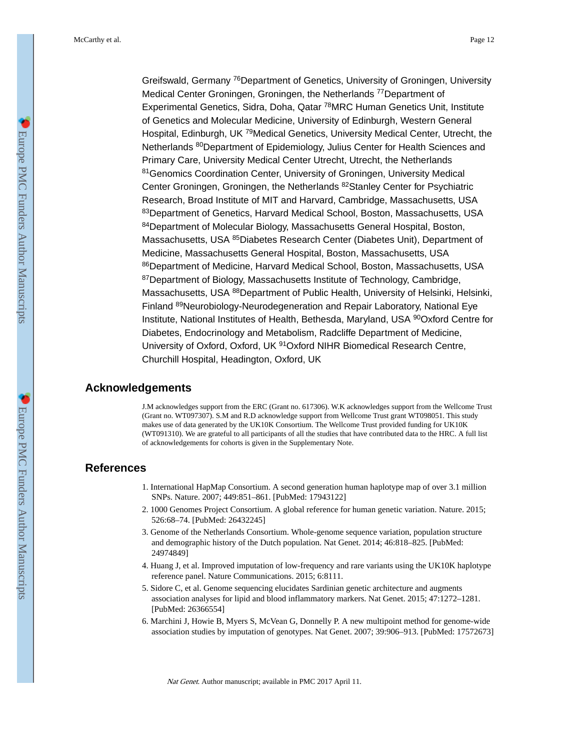Greifswald, Germany [76]Department of Genetics, University of Groningen, University Medical Center Groningen, Groningen, the Netherlands [77]Department of Experimental Genetics, Sidra, Doha, Qatar [78]MRC Human Genetics Unit, Institute of Genetics and Molecular Medicine, University of Edinburgh, Western General Hospital, Edinburgh, UK [79]Medical Genetics, University Medical Center, Utrecht, the Netherlands [80]Department of Epidemiology, Julius Center for Health Sciences and Primary Care, University Medical Center Utrecht, Utrecht, the Netherlands [81]Genomics Coordination Center, University of Groningen, University Medical Center Groningen, Groningen, the Netherlands [82]Stanley Center for Psychiatric Research, Broad Institute of MIT and Harvard, Cambridge, Massachusetts, USA [83]Department of Genetics, Harvard Medical School, Boston, Massachusetts, USA [84]Department of Molecular Biology, Massachusetts General Hospital, Boston, Massachusetts, USA [85]Diabetes Research Center (Diabetes Unit), Department of Medicine, Massachusetts General Hospital, Boston, Massachusetts, USA [86]Department of Medicine, Harvard Medical School, Boston, Massachusetts, USA [87]Department of Biology, Massachusetts Institute of Technology, Cambridge, Massachusetts, USA [88]Department of Public Health, University of Helsinki, Helsinki, Finland [89]Neurobiology-Neurodegeneration and Repair Laboratory, National Eye Institute, National Institutes of Health, Bethesda, Maryland, USA [90]Oxford Centre for Diabetes, Endocrinology and Metabolism, Radcliffe Department of Medicine, University of Oxford, Oxford, UK [91]Oxford NIHR Biomedical Research Centre, Churchill Hospital, Headington, Oxford, UK

## Acknowledgements

J.M acknowledges support from the ERC (Grant no. 617306). W.K acknowledges support from the Wellcome Trust (Grant no. WT097307). S.M and R.D acknowledge support from Wellcome Trust grant WT098051. This study makes use of data generated by the UK10K Consortium. The Wellcome Trust provided funding for UK10K (WT091310). We are grateful to all participants of all the studies that have contributed data to the HRC. A full list of acknowledgements for cohorts is given in the Supplementary Note.

## References

1. International HapMap Consortium. A second generation human haplotype map of over 3.1 million SNPs. Nature. 2007; 449:851–861. [PubMed: 17943122]
2. 1000 Genomes Project Consortium. A global reference for human genetic variation. Nature. 2015; 526:68–74. [PubMed: 26432245]
3. Genome of the Netherlands Consortium. Whole-genome sequence variation, population structure and demographic history of the Dutch population. Nat Genet. 2014; 46:818–825. [PubMed: 24974849]
4. Huang J, et al. Improved imputation of low-frequency and rare variants using the UK10K haplotype reference panel. Nature Communications. 2015; 6:8111.
5. Sidore C, et al. Genome sequencing elucidates Sardinian genetic architecture and augments association analyses for lipid and blood inflammatory markers. Nat Genet. 2015; 47:1272–1281. [PubMed: 26366554]
6. Marchini J, Howie B, Myers S, McVean G, Donnelly P. A new multipoint method for genome-wide association studies by imputation of genotypes. Nat Genet. 2007; 39:906–913. [PubMed: 17572673]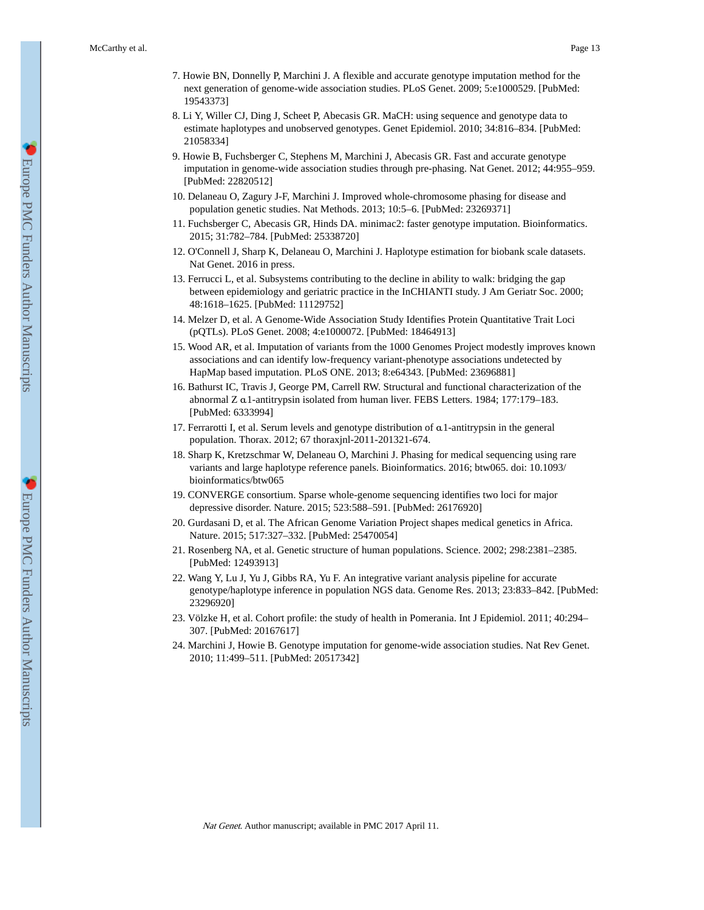7. Howie BN, Donnelly P, Marchini J. A flexible and accurate genotype imputation method for the next generation of genome-wide association studies. PLoS Genet. 2009; 5:e1000529. [PubMed: 19543373]
8. Li Y, Willer CJ, Ding J, Scheet P, Abecasis GR. MaCH: using sequence and genotype data to estimate haplotypes and unobserved genotypes. Genet Epidemiol. 2010; 34:816–834. [PubMed: 21058334]
9. Howie B, Fuchsberger C, Stephens M, Marchini J, Abecasis GR. Fast and accurate genotype imputation in genome-wide association studies through pre-phasing. Nat Genet. 2012; 44:955–959. [PubMed: 22820512]
10. Delaneau O, Zagury J-F, Marchini J. Improved whole-chromosome phasing for disease and population genetic studies. Nat Methods. 2013; 10:5–6. [PubMed: 23269371]
11. Fuchsberger C, Abecasis GR, Hinds DA. minimac2: faster genotype imputation. Bioinformatics. 2015; 31:782–784. [PubMed: 25338720]
12. O'Connell J, Sharp K, Delaneau O, Marchini J. Haplotype estimation for biobank scale datasets. Nat Genet. 2016 in press.
13. Ferrucci L, et al. Subsystems contributing to the decline in ability to walk: bridging the gap between epidemiology and geriatric practice in the InCHIANTI study. J Am Geriatr Soc. 2000; 48:1618–1625. [PubMed: 11129752]
14. Melzer D, et al. A Genome-Wide Association Study Identifies Protein Quantitative Trait Loci (pQTLs). PLoS Genet. 2008; 4:e1000072. [PubMed: 18464913]
15. Wood AR, et al. Imputation of variants from the 1000 Genomes Project modestly improves known associations and can identify low-frequency variant-phenotype associations undetected by HapMap based imputation. PLoS ONE. 2013; 8:e64343. [PubMed: 23696881]
16. Bathurst IC, Travis J, George PM, Carrell RW. Structural and functional characterization of the abnormal Z α1-antitrypsin isolated from human liver. FEBS Letters. 1984; 177:179–183. [PubMed: 6333994]
17. Ferrarotti I, et al. Serum levels and genotype distribution of α1-antitrypsin in the general population. Thorax. 2012; 67 thoraxjnl-2011-201321-674.
18. Sharp K, Kretzschmar W, Delaneau O, Marchini J. Phasing for medical sequencing using rare variants and large haplotype reference panels. Bioinformatics. 2016; btw065. doi: 10.1093/bioinformatics/btw065
19. CONVERGE consortium. Sparse whole-genome sequencing identifies two loci for major depressive disorder. Nature. 2015; 523:588–591. [PubMed: 26176920]
20. Gurdasani D, et al. The African Genome Variation Project shapes medical genetics in Africa. Nature. 2015; 517:327–332. [PubMed: 25470054]
21. Rosenberg NA, et al. Genetic structure of human populations. Science. 2002; 298:2381–2385. [PubMed: 12493913]
22. Wang Y, Lu J, Yu J, Gibbs RA, Yu F. An integrative variant analysis pipeline for accurate genotype/haplotype inference in population NGS data. Genome Res. 2013; 23:833–842. [PubMed: 23296920]
23. Völzke H, et al. Cohort profile: the study of health in Pomerania. Int J Epidemiol. 2011; 40:294–307. [PubMed: 20167617]
24. Marchini J, Howie B. Genotype imputation for genome-wide association studies. Nat Rev Genet. 2010; 11:499–511. [PubMed: 20517342]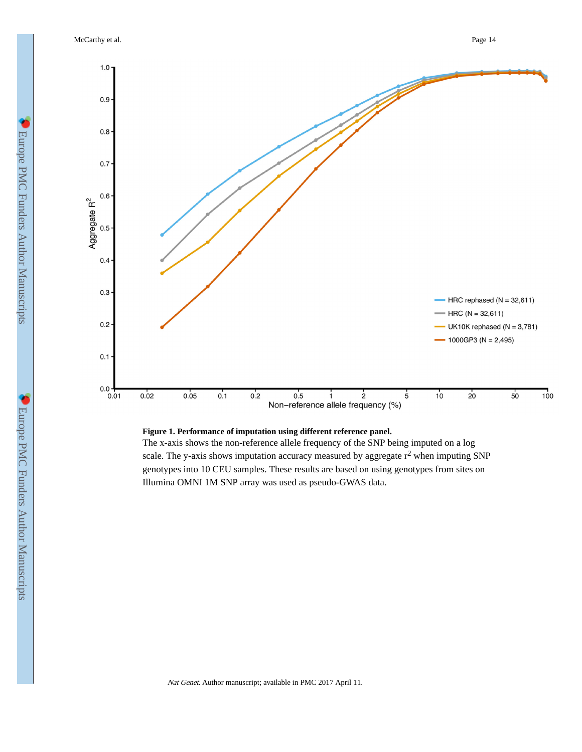**Figure 1. Performance of imputation using different reference panel.**

The x-axis shows the non-reference allele frequency of the SNP being imputed on a log scale. The y-axis shows imputation accuracy measured by aggregate $r^2$ when imputing SNP genotypes into 10 CEU samples. These results are based on using genotypes from sites on Illumina OMNI 1M SNP array was used as pseudo-GWAS data.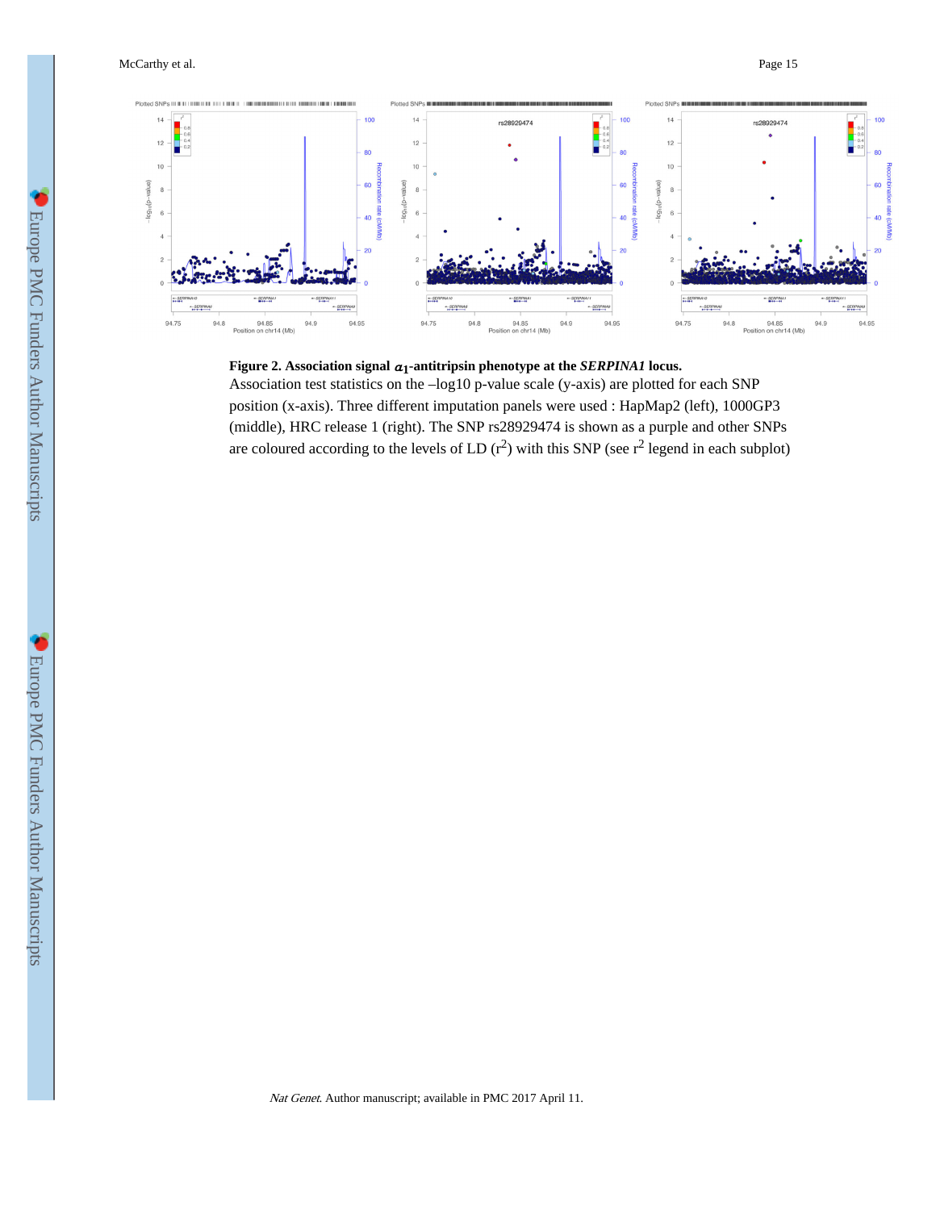Plotted SNPs

14
12
10
8
6
4
2
0

−log10(p-value)

100
80
60
40
20
0

Recombination rate (cM/Mb)

SERPINA10
SERPINA6
SERPINA1
SERPINA11
SERPINA9

94.75 94.8 94.85 94.9 94.95

Position on chr14 (Mb)

rs28929474

$r^2$
0.8
0.6
0.4
0.2

**Figure 2. Association signal $\alpha_1$-antitripsin phenotype at the *SERPINA1* locus.**

Association test statistics on the –log10 p-value scale (y-axis) are plotted for each SNP position (x-axis). Three different imputation panels were used : HapMap2 (left), 1000GP3 (middle), HRC release 1 (right). The SNP rs28929474 is shown as a purple and other SNPs are coloured according to the levels of LD ($r^2$) with this SNP (see $r^2$ legend in each subplot)